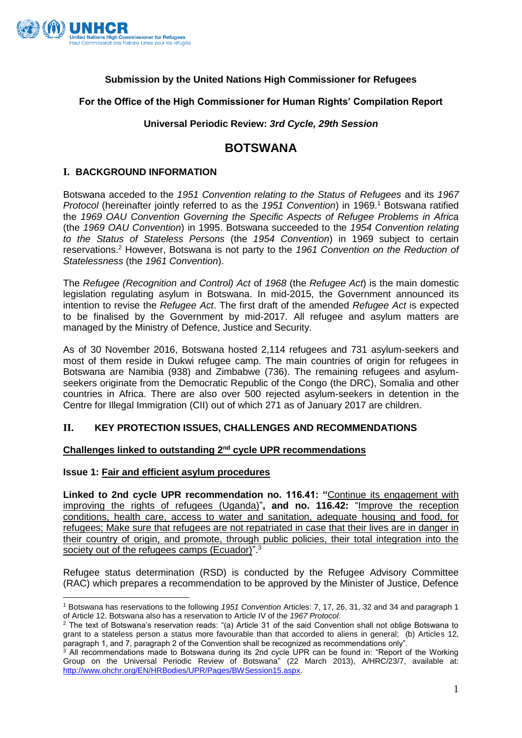**Submission by the United Nations High Commissioner for Refugees**

**For the Office of the High Commissioner for Human Rights' Compilation Report**

**Universal Periodic Review:** ***3rd Cycle, 29th Session***

# BOTSWANA

## I. BACKGROUND INFORMATION

Botswana acceded to the *1951 Convention relating to the Status of Refugees* and its *1967 Protocol* (hereinafter jointly referred to as the *1951 Convention*) in 1969.[1] Botswana ratified the *1969 OAU Convention Governing the Specific Aspects of Refugee Problems in Africa* (the *1969 OAU Convention*) in 1995. Botswana succeeded to the *1954 Convention relating to the Status of Stateless Persons* (the *1954 Convention*) in 1969 subject to certain reservations.[2] However, Botswana is not party to the *1961 Convention on the Reduction of Statelessness* (the *1961 Convention*).

The *Refugee (Recognition and Control) Act* of *1968* (the *Refugee Act*) is the main domestic legislation regulating asylum in Botswana. In mid-2015, the Government announced its intention to revise the *Refugee Act*. The first draft of the amended *Refugee Act* is expected to be finalised by the Government by mid-2017. All refugee and asylum matters are managed by the Ministry of Defence, Justice and Security.

As of 30 November 2016, Botswana hosted 2,114 refugees and 731 asylum-seekers and most of them reside in Dukwi refugee camp. The main countries of origin for refugees in Botswana are Namibia (938) and Zimbabwe (736). The remaining refugees and asylum-seekers originate from the Democratic Republic of the Congo (the DRC), Somalia and other countries in Africa. There are also over 500 rejected asylum-seekers in detention in the Centre for Illegal Immigration (CII) out of which 271 as of January 2017 are children.

## II. KEY PROTECTION ISSUES, CHALLENGES AND RECOMMENDATIONS

### Challenges linked to outstanding 2nd cycle UPR recommendations

**Issue 1: Fair and efficient asylum procedures**

**Linked to 2nd cycle UPR recommendation no. 116.41: "**Continue its engagement with improving the rights of refugees (Uganda)"**, and no. 116.42:** "Improve the reception conditions, health care, access to water and sanitation, adequate housing and food, for refugees; Make sure that refugees are not repatriated in case that their lives are in danger in their country of origin, and promote, through public policies, their total integration into the society out of the refugees camps (Ecuador)".[3]

Refugee status determination (RSD) is conducted by the Refugee Advisory Committee (RAC) which prepares a recommendation to be approved by the Minister of Justice, Defence

---

[1] Botswana has reservations to the following *1951 Convention* Articles: 7, 17, 26, 31, 32 and 34 and paragraph 1 of Article 12. Botswana also has a reservation to Article IV of the *1967 Protocol*.

[2] The text of Botswana's reservation reads: "(a) Article 31 of the said Convention shall not oblige Botswana to grant to a stateless person a status more favourable than that accorded to aliens in general; (b) Articles 12, paragraph 1, and 7, paragraph 2 of the Convention shall be recognized as recommendations only".

[3] All recommendations made to Botswana during its 2nd cycle UPR can be found in: "Report of the Working Group on the Universal Periodic Review of Botswana" (22 March 2013), A/HRC/23/7, available at: http://www.ohchr.org/EN/HRBodies/UPR/Pages/BWSession15.aspx.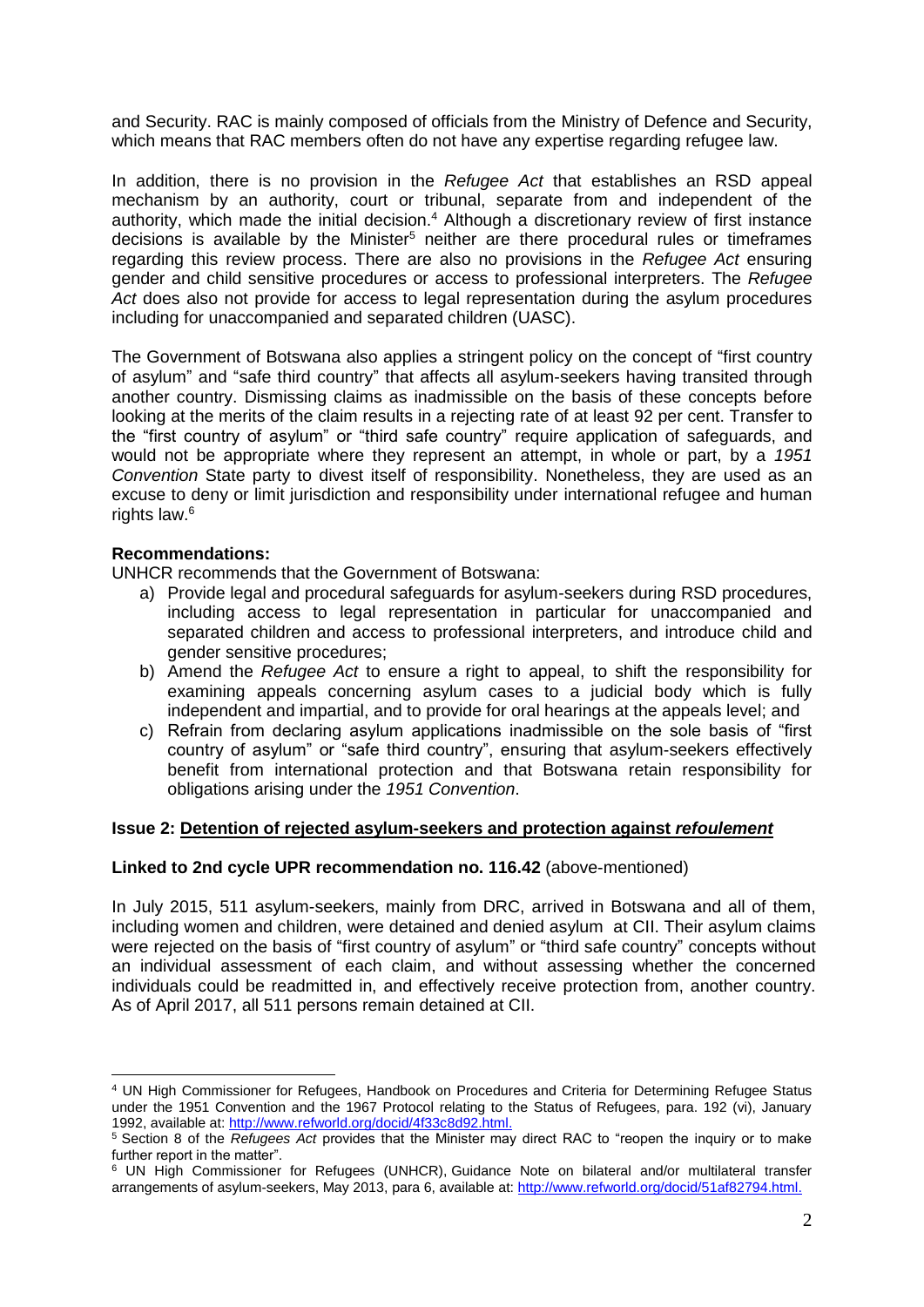and Security. RAC is mainly composed of officials from the Ministry of Defence and Security, which means that RAC members often do not have any expertise regarding refugee law.

In addition, there is no provision in the *Refugee Act* that establishes an RSD appeal mechanism by an authority, court or tribunal, separate from and independent of the authority, which made the initial decision.[4] Although a discretionary review of first instance decisions is available by the Minister[5] neither are there procedural rules or timeframes regarding this review process. There are also no provisions in the *Refugee Act* ensuring gender and child sensitive procedures or access to professional interpreters. The *Refugee Act* does also not provide for access to legal representation during the asylum procedures including for unaccompanied and separated children (UASC).

The Government of Botswana also applies a stringent policy on the concept of "first country of asylum" and "safe third country" that affects all asylum-seekers having transited through another country. Dismissing claims as inadmissible on the basis of these concepts before looking at the merits of the claim results in a rejecting rate of at least 92 per cent. Transfer to the "first country of asylum" or "third safe country" require application of safeguards, and would not be appropriate where they represent an attempt, in whole or part, by a *1951 Convention* State party to divest itself of responsibility. Nonetheless, they are used as an excuse to deny or limit jurisdiction and responsibility under international refugee and human rights law.[6]

**Recommendations:**

UNHCR recommends that the Government of Botswana:

a) Provide legal and procedural safeguards for asylum-seekers during RSD procedures, including access to legal representation in particular for unaccompanied and separated children and access to professional interpreters, and introduce child and gender sensitive procedures;
b) Amend the *Refugee Act* to ensure a right to appeal, to shift the responsibility for examining appeals concerning asylum cases to a judicial body which is fully independent and impartial, and to provide for oral hearings at the appeals level; and
c) Refrain from declaring asylum applications inadmissible on the sole basis of "first country of asylum" or "safe third country", ensuring that asylum-seekers effectively benefit from international protection and that Botswana retain responsibility for obligations arising under the *1951 Convention*.

**Issue 2: <u>Detention of rejected asylum-seekers and protection against *refoulement*</u>**

**Linked to 2nd cycle UPR recommendation no. 116.42** (above-mentioned)

In July 2015, 511 asylum-seekers, mainly from DRC, arrived in Botswana and all of them, including women and children, were detained and denied asylum at CII. Their asylum claims were rejected on the basis of "first country of asylum" or "third safe country" concepts without an individual assessment of each claim, and without assessing whether the concerned individuals could be readmitted in, and effectively receive protection from, another country. As of April 2017, all 511 persons remain detained at CII.

---

[4] UN High Commissioner for Refugees, Handbook on Procedures and Criteria for Determining Refugee Status under the 1951 Convention and the 1967 Protocol relating to the Status of Refugees, para. 192 (vi), January 1992, available at: http://www.refworld.org/docid/4f33c8d92.html.

[5] Section 8 of the *Refugees Act* provides that the Minister may direct RAC to "reopen the inquiry or to make further report in the matter".

[6] UN High Commissioner for Refugees (UNHCR), Guidance Note on bilateral and/or multilateral transfer arrangements of asylum-seekers, May 2013, para 6, available at: http://www.refworld.org/docid/51af82794.html.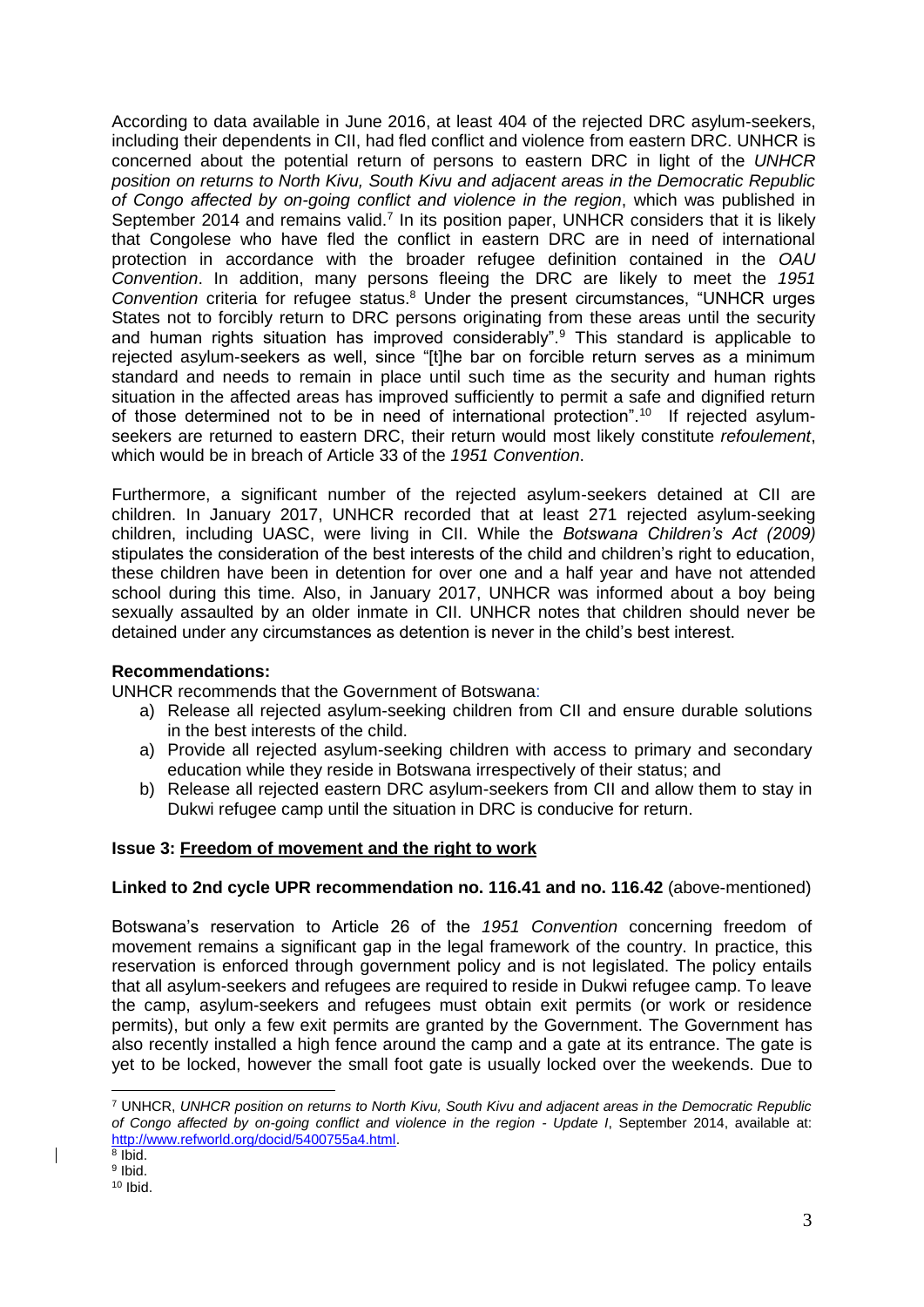According to data available in June 2016, at least 404 of the rejected DRC asylum-seekers, including their dependents in CII, had fled conflict and violence from eastern DRC. UNHCR is concerned about the potential return of persons to eastern DRC in light of the *UNHCR position on returns to North Kivu, South Kivu and adjacent areas in the Democratic Republic of Congo affected by on-going conflict and violence in the region*, which was published in September 2014 and remains valid.[7] In its position paper, UNHCR considers that it is likely that Congolese who have fled the conflict in eastern DRC are in need of international protection in accordance with the broader refugee definition contained in the *OAU Convention*. In addition, many persons fleeing the DRC are likely to meet the *1951 Convention* criteria for refugee status.[8] Under the present circumstances, "UNHCR urges States not to forcibly return to DRC persons originating from these areas until the security and human rights situation has improved considerably".[9] This standard is applicable to rejected asylum-seekers as well, since "[t]he bar on forcible return serves as a minimum standard and needs to remain in place until such time as the security and human rights situation in the affected areas has improved sufficiently to permit a safe and dignified return of those determined not to be in need of international protection".[10] If rejected asylum-seekers are returned to eastern DRC, their return would most likely constitute *refoulement*, which would be in breach of Article 33 of the *1951 Convention*.

Furthermore, a significant number of the rejected asylum-seekers detained at CII are children. In January 2017, UNHCR recorded that at least 271 rejected asylum-seeking children, including UASC, were living in CII. While the *Botswana Children's Act (2009)* stipulates the consideration of the best interests of the child and children's right to education, these children have been in detention for over one and a half year and have not attended school during this time. Also, in January 2017, UNHCR was informed about a boy being sexually assaulted by an older inmate in CII. UNHCR notes that children should never be detained under any circumstances as detention is never in the child's best interest.

**Recommendations:**

UNHCR recommends that the Government of Botswana:

a) Release all rejected asylum-seeking children from CII and ensure durable solutions in the best interests of the child.

a) Provide all rejected asylum-seeking children with access to primary and secondary education while they reside in Botswana irrespectively of their status; and

b) Release all rejected eastern DRC asylum-seekers from CII and allow them to stay in Dukwi refugee camp until the situation in DRC is conducive for return.

**Issue 3: Freedom of movement and the right to work**

**Linked to 2nd cycle UPR recommendation no. 116.41 and no. 116.42** (above-mentioned)

Botswana's reservation to Article 26 of the *1951 Convention* concerning freedom of movement remains a significant gap in the legal framework of the country. In practice, this reservation is enforced through government policy and is not legislated. The policy entails that all asylum-seekers and refugees are required to reside in Dukwi refugee camp. To leave the camp, asylum-seekers and refugees must obtain exit permits (or work or residence permits), but only a few exit permits are granted by the Government. The Government has also recently installed a high fence around the camp and a gate at its entrance. The gate is yet to be locked, however the small foot gate is usually locked over the weekends. Due to

---

[7] UNHCR, *UNHCR position on returns to North Kivu, South Kivu and adjacent areas in the Democratic Republic of Congo affected by on-going conflict and violence in the region - Update I*, September 2014, available at: http://www.refworld.org/docid/5400755a4.html.

[8] Ibid.

[9] Ibid.

[10] Ibid.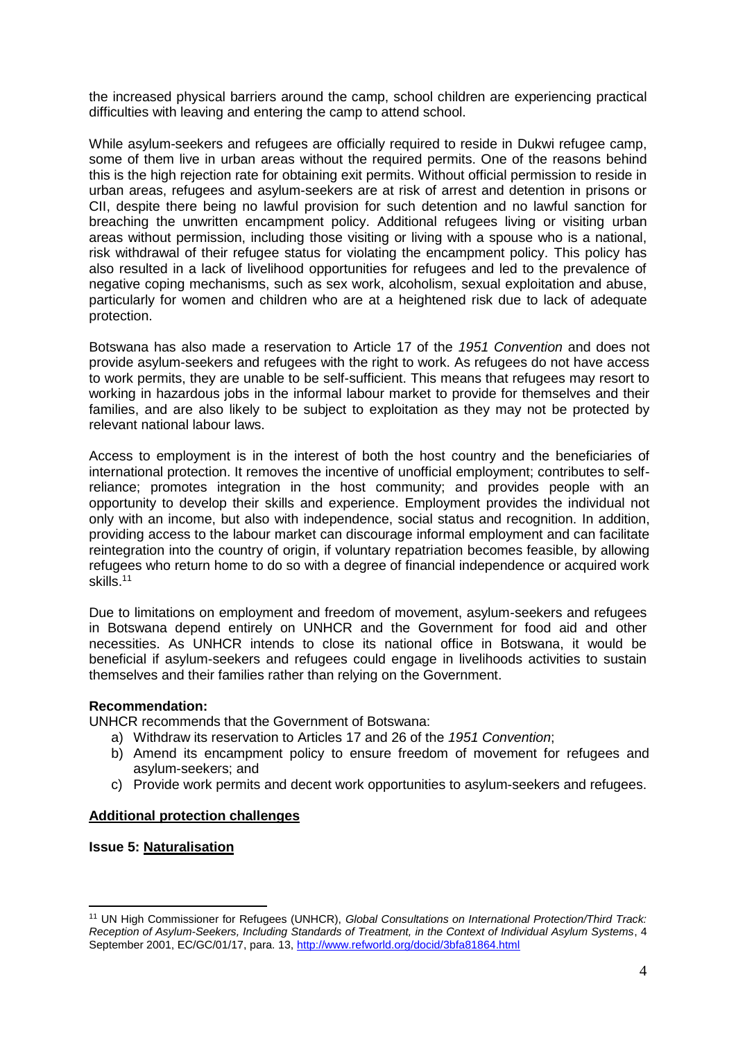the increased physical barriers around the camp, school children are experiencing practical difficulties with leaving and entering the camp to attend school.

While asylum-seekers and refugees are officially required to reside in Dukwi refugee camp, some of them live in urban areas without the required permits. One of the reasons behind this is the high rejection rate for obtaining exit permits. Without official permission to reside in urban areas, refugees and asylum-seekers are at risk of arrest and detention in prisons or CII, despite there being no lawful provision for such detention and no lawful sanction for breaching the unwritten encampment policy. Additional refugees living or visiting urban areas without permission, including those visiting or living with a spouse who is a national, risk withdrawal of their refugee status for violating the encampment policy. This policy has also resulted in a lack of livelihood opportunities for refugees and led to the prevalence of negative coping mechanisms, such as sex work, alcoholism, sexual exploitation and abuse, particularly for women and children who are at a heightened risk due to lack of adequate protection.

Botswana has also made a reservation to Article 17 of the *1951 Convention* and does not provide asylum-seekers and refugees with the right to work. As refugees do not have access to work permits, they are unable to be self-sufficient. This means that refugees may resort to working in hazardous jobs in the informal labour market to provide for themselves and their families, and are also likely to be subject to exploitation as they may not be protected by relevant national labour laws.

Access to employment is in the interest of both the host country and the beneficiaries of international protection. It removes the incentive of unofficial employment; contributes to self-reliance; promotes integration in the host community; and provides people with an opportunity to develop their skills and experience. Employment provides the individual not only with an income, but also with independence, social status and recognition. In addition, providing access to the labour market can discourage informal employment and can facilitate reintegration into the country of origin, if voluntary repatriation becomes feasible, by allowing refugees who return home to do so with a degree of financial independence or acquired work skills.[11]

Due to limitations on employment and freedom of movement, asylum-seekers and refugees in Botswana depend entirely on UNHCR and the Government for food aid and other necessities. As UNHCR intends to close its national office in Botswana, it would be beneficial if asylum-seekers and refugees could engage in livelihoods activities to sustain themselves and their families rather than relying on the Government.

**Recommendation:**

UNHCR recommends that the Government of Botswana:

a) Withdraw its reservation to Articles 17 and 26 of the *1951 Convention*;
b) Amend its encampment policy to ensure freedom of movement for refugees and asylum-seekers; and
c) Provide work permits and decent work opportunities to asylum-seekers and refugees.

**Additional protection challenges**

**Issue 5: Naturalisation**

[11] UN High Commissioner for Refugees (UNHCR), *Global Consultations on International Protection/Third Track: Reception of Asylum-Seekers, Including Standards of Treatment, in the Context of Individual Asylum Systems*, 4 September 2001, EC/GC/01/17, para. 13, http://www.refworld.org/docid/3bfa81864.html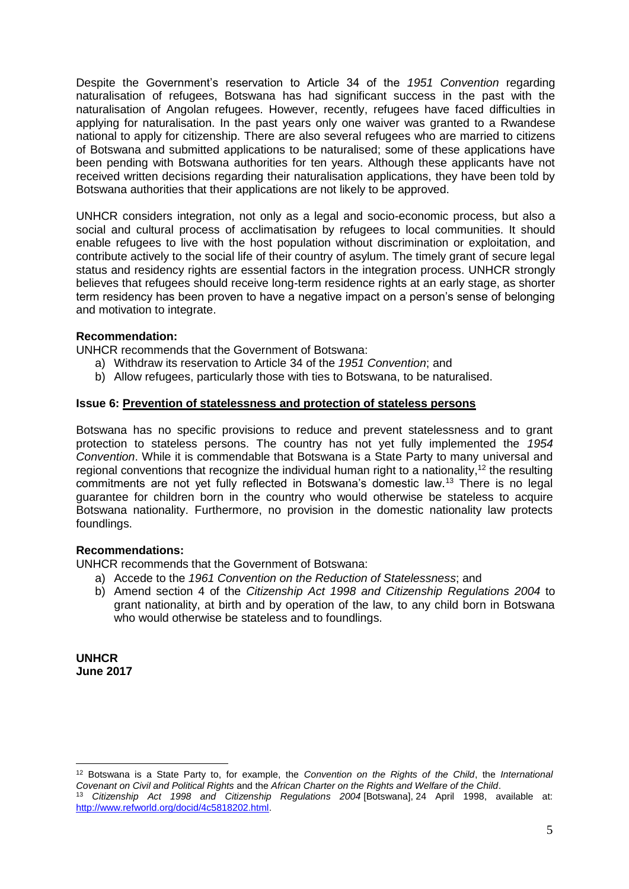Despite the Government's reservation to Article 34 of the *1951 Convention* regarding naturalisation of refugees, Botswana has had significant success in the past with the naturalisation of Angolan refugees. However, recently, refugees have faced difficulties in applying for naturalisation. In the past years only one waiver was granted to a Rwandese national to apply for citizenship. There are also several refugees who are married to citizens of Botswana and submitted applications to be naturalised; some of these applications have been pending with Botswana authorities for ten years. Although these applicants have not received written decisions regarding their naturalisation applications, they have been told by Botswana authorities that their applications are not likely to be approved.

UNHCR considers integration, not only as a legal and socio-economic process, but also a social and cultural process of acclimatisation by refugees to local communities. It should enable refugees to live with the host population without discrimination or exploitation, and contribute actively to the social life of their country of asylum. The timely grant of secure legal status and residency rights are essential factors in the integration process. UNHCR strongly believes that refugees should receive long-term residence rights at an early stage, as shorter term residency has been proven to have a negative impact on a person's sense of belonging and motivation to integrate.

**Recommendation:**

UNHCR recommends that the Government of Botswana:

a) Withdraw its reservation to Article 34 of the *1951 Convention*; and
b) Allow refugees, particularly those with ties to Botswana, to be naturalised.

**Issue 6: <u>Prevention of statelessness and protection of stateless persons</u>**

Botswana has no specific provisions to reduce and prevent statelessness and to grant protection to stateless persons. The country has not yet fully implemented the *1954 Convention*. While it is commendable that Botswana is a State Party to many universal and regional conventions that recognize the individual human right to a nationality,[12] the resulting commitments are not yet fully reflected in Botswana's domestic law.[13] There is no legal guarantee for children born in the country who would otherwise be stateless to acquire Botswana nationality. Furthermore, no provision in the domestic nationality law protects foundlings.

**Recommendations:**

UNHCR recommends that the Government of Botswana:

a) Accede to the *1961 Convention on the Reduction of Statelessness*; and
b) Amend section 4 of the *Citizenship Act 1998 and Citizenship Regulations 2004* to grant nationality, at birth and by operation of the law, to any child born in Botswana who would otherwise be stateless and to foundlings.

**UNHCR**
**June 2017**

---

[12] Botswana is a State Party to, for example, the *Convention on the Rights of the Child*, the *International Covenant on Civil and Political Rights* and the *African Charter on the Rights and Welfare of the Child*.

[13] *Citizenship Act 1998 and Citizenship Regulations 2004* [Botswana], 24 April 1998, available at: http://www.refworld.org/docid/4c5818202.html.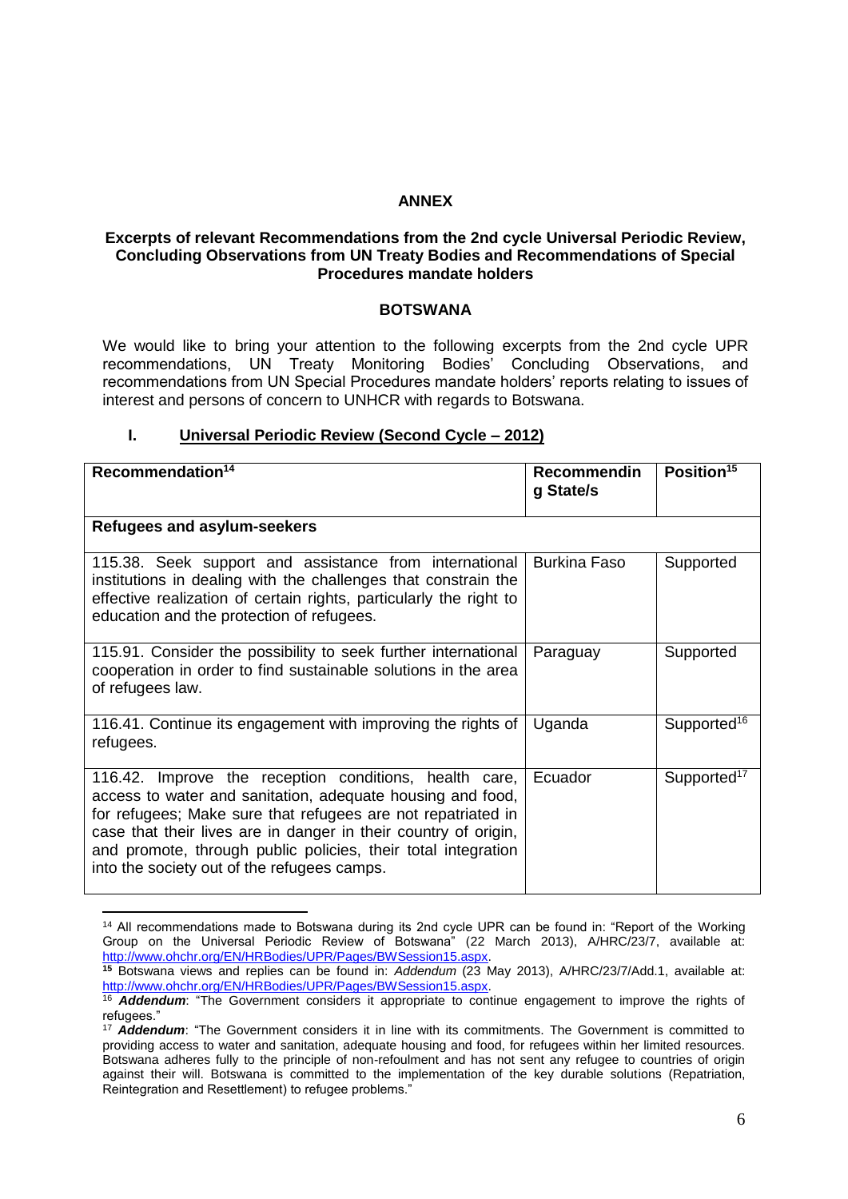# ANNEX

## Excerpts of relevant Recommendations from the 2nd cycle Universal Periodic Review, Concluding Observations from UN Treaty Bodies and Recommendations of Special Procedures mandate holders

## BOTSWANA

We would like to bring your attention to the following excerpts from the 2nd cycle UPR recommendations, UN Treaty Monitoring Bodies' Concluding Observations, and recommendations from UN Special Procedures mandate holders' reports relating to issues of interest and persons of concern to UNHCR with regards to Botswana.

### I. Universal Periodic Review (Second Cycle – 2012)

| Recommendation[14] | Recommending State/s | Position[15] |
|---|---|---|
| **Refugees and asylum-seekers** | | |
| 115.38. Seek support and assistance from international institutions in dealing with the challenges that constrain the effective realization of certain rights, particularly the right to education and the protection of refugees. | Burkina Faso | Supported |
| 115.91. Consider the possibility to seek further international cooperation in order to find sustainable solutions in the area of refugees law. | Paraguay | Supported |
| 116.41. Continue its engagement with improving the rights of refugees. | Uganda | Supported[16] |
| 116.42. Improve the reception conditions, health care, access to water and sanitation, adequate housing and food, for refugees; Make sure that refugees are not repatriated in case that their lives are in danger in their country of origin, and promote, through public policies, their total integration into the society out of the refugees camps. | Ecuador | Supported[17] |

[14] All recommendations made to Botswana during its 2nd cycle UPR can be found in: "Report of the Working Group on the Universal Periodic Review of Botswana" (22 March 2013), A/HRC/23/7, available at: http://www.ohchr.org/EN/HRBodies/UPR/Pages/BWSession15.aspx.

[15] Botswana views and replies can be found in: *Addendum* (23 May 2013), A/HRC/23/7/Add.1, available at: http://www.ohchr.org/EN/HRBodies/UPR/Pages/BWSession15.aspx.

[16] ***Addendum***: "The Government considers it appropriate to continue engagement to improve the rights of refugees."

[17] ***Addendum***: "The Government considers it in line with its commitments. The Government is committed to providing access to water and sanitation, adequate housing and food, for refugees within her limited resources. Botswana adheres fully to the principle of non-refoulment and has not sent any refugee to countries of origin against their will. Botswana is committed to the implementation of the key durable solutions (Repatriation, Reintegration and Resettlement) to refugee problems."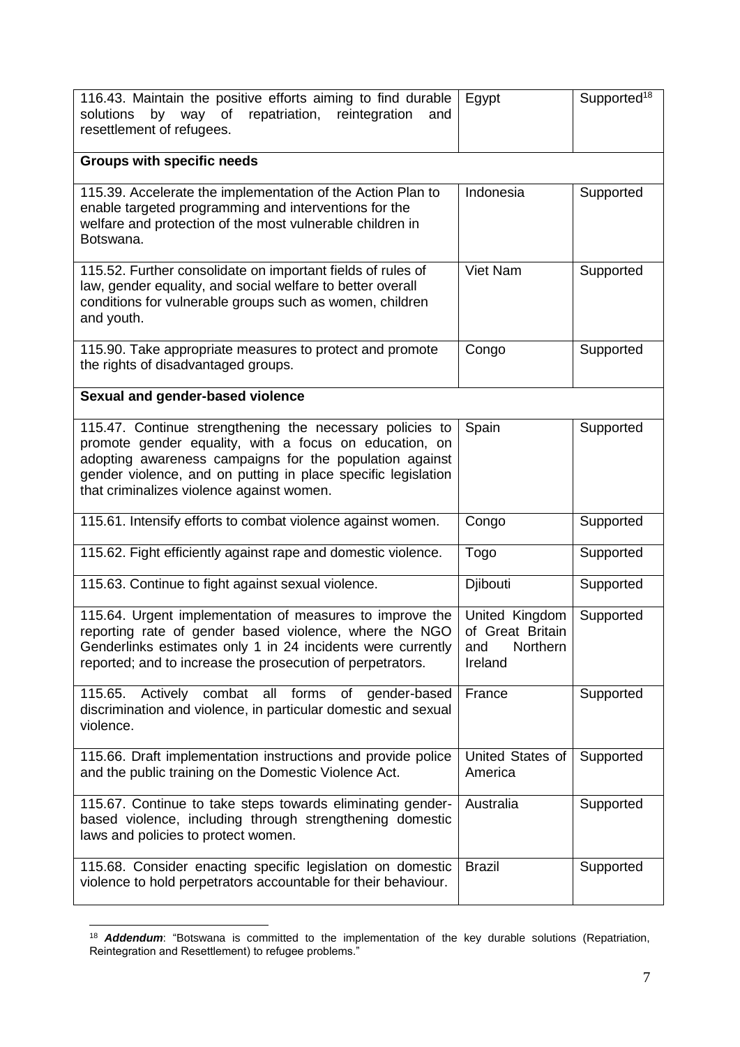| | | |
|---|---|---|
| 116.43. Maintain the positive efforts aiming to find durable solutions by way of repatriation, reintegration and resettlement of refugees. | Egypt | Supported[18] |
| **Groups with specific needs** | | |
| 115.39. Accelerate the implementation of the Action Plan to enable targeted programming and interventions for the welfare and protection of the most vulnerable children in Botswana. | Indonesia | Supported |
| 115.52. Further consolidate on important fields of rules of law, gender equality, and social welfare to better overall conditions for vulnerable groups such as women, children and youth. | Viet Nam | Supported |
| 115.90. Take appropriate measures to protect and promote the rights of disadvantaged groups. | Congo | Supported |
| **Sexual and gender-based violence** | | |
| 115.47. Continue strengthening the necessary policies to promote gender equality, with a focus on education, on adopting awareness campaigns for the population against gender violence, and on putting in place specific legislation that criminalizes violence against women. | Spain | Supported |
| 115.61. Intensify efforts to combat violence against women. | Congo | Supported |
| 115.62. Fight efficiently against rape and domestic violence. | Togo | Supported |
| 115.63. Continue to fight against sexual violence. | Djibouti | Supported |
| 115.64. Urgent implementation of measures to improve the reporting rate of gender based violence, where the NGO Genderlinks estimates only 1 in 24 incidents were currently reported; and to increase the prosecution of perpetrators. | United Kingdom of Great Britain and Northern Ireland | Supported |
| 115.65. Actively combat all forms of gender-based discrimination and violence, in particular domestic and sexual violence. | France | Supported |
| 115.66. Draft implementation instructions and provide police and the public training on the Domestic Violence Act. | United States of America | Supported |
| 115.67. Continue to take steps towards eliminating gender-based violence, including through strengthening domestic laws and policies to protect women. | Australia | Supported |
| 115.68. Consider enacting specific legislation on domestic violence to hold perpetrators accountable for their behaviour. | Brazil | Supported |

[18] ***Addendum***: "Botswana is committed to the implementation of the key durable solutions (Repatriation, Reintegration and Resettlement) to refugee problems."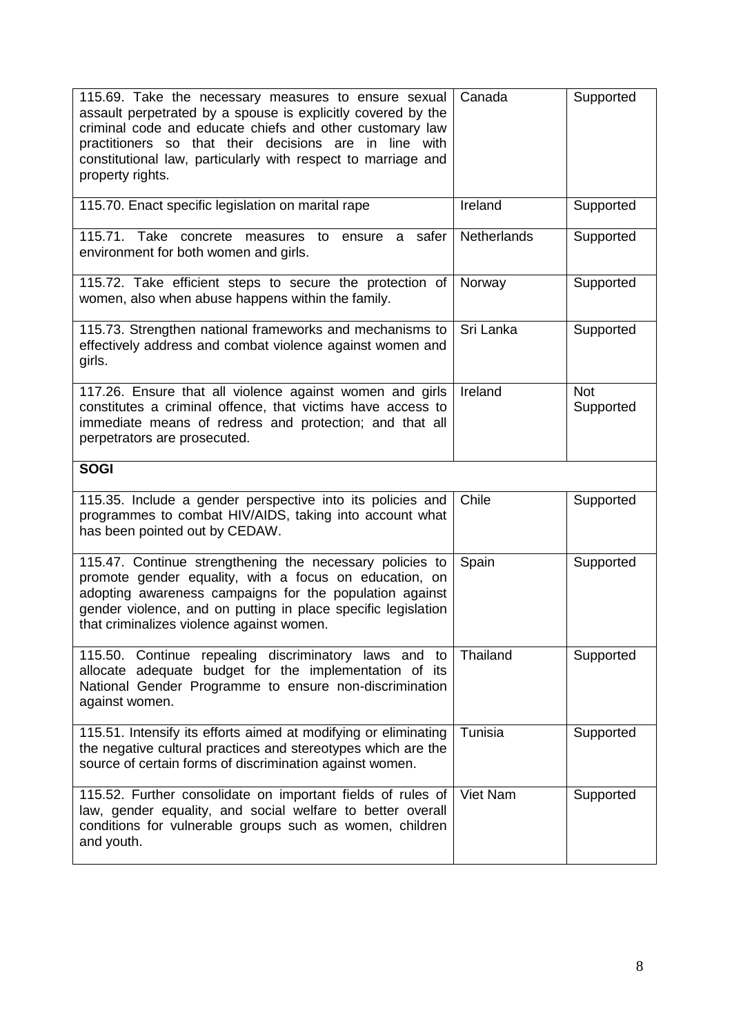| | | |
|---|---|---|
| 115.69. Take the necessary measures to ensure sexual assault perpetrated by a spouse is explicitly covered by the criminal code and educate chiefs and other customary law practitioners so that their decisions are in line with constitutional law, particularly with respect to marriage and property rights. | Canada | Supported |
| 115.70. Enact specific legislation on marital rape | Ireland | Supported |
| 115.71. Take concrete measures to ensure a safer environment for both women and girls. | Netherlands | Supported |
| 115.72. Take efficient steps to secure the protection of women, also when abuse happens within the family. | Norway | Supported |
| 115.73. Strengthen national frameworks and mechanisms to effectively address and combat violence against women and girls. | Sri Lanka | Supported |
| 117.26. Ensure that all violence against women and girls constitutes a criminal offence, that victims have access to immediate means of redress and protection; and that all perpetrators are prosecuted. | Ireland | Not Supported |
| **SOGI** | | |
| 115.35. Include a gender perspective into its policies and programmes to combat HIV/AIDS, taking into account what has been pointed out by CEDAW. | Chile | Supported |
| 115.47. Continue strengthening the necessary policies to promote gender equality, with a focus on education, on adopting awareness campaigns for the population against gender violence, and on putting in place specific legislation that criminalizes violence against women. | Spain | Supported |
| 115.50. Continue repealing discriminatory laws and to allocate adequate budget for the implementation of its National Gender Programme to ensure non-discrimination against women. | Thailand | Supported |
| 115.51. Intensify its efforts aimed at modifying or eliminating the negative cultural practices and stereotypes which are the source of certain forms of discrimination against women. | Tunisia | Supported |
| 115.52. Further consolidate on important fields of rules of law, gender equality, and social welfare to better overall conditions for vulnerable groups such as women, children and youth. | Viet Nam | Supported |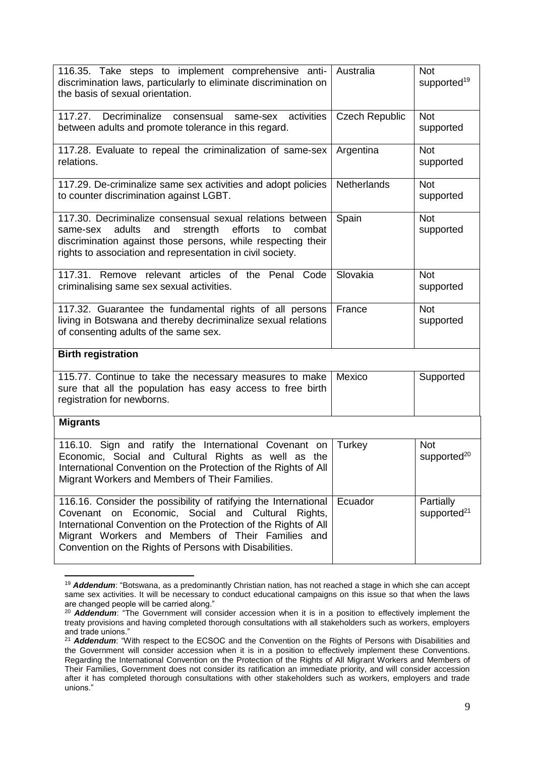| | | |
|---|---|---|
| 116.35. Take steps to implement comprehensive anti-discrimination laws, particularly to eliminate discrimination on the basis of sexual orientation. | Australia | Not supported[19] |
| 117.27. Decriminalize consensual same-sex activities between adults and promote tolerance in this regard. | Czech Republic | Not supported |
| 117.28. Evaluate to repeal the criminalization of same-sex relations. | Argentina | Not supported |
| 117.29. De-criminalize same sex activities and adopt policies to counter discrimination against LGBT. | Netherlands | Not supported |
| 117.30. Decriminalize consensual sexual relations between same-sex adults and strength efforts to combat discrimination against those persons, while respecting their rights to association and representation in civil society. | Spain | Not supported |
| 117.31. Remove relevant articles of the Penal Code criminalising same sex sexual activities. | Slovakia | Not supported |
| 117.32. Guarantee the fundamental rights of all persons living in Botswana and thereby decriminalize sexual relations of consenting adults of the same sex. | France | Not supported |
| **Birth registration** | | |
| 115.77. Continue to take the necessary measures to make sure that all the population has easy access to free birth registration for newborns. | Mexico | Supported |
| **Migrants** | | |
| 116.10. Sign and ratify the International Covenant on Economic, Social and Cultural Rights as well as the International Convention on the Protection of the Rights of All Migrant Workers and Members of Their Families. | Turkey | Not supported[20] |
| 116.16. Consider the possibility of ratifying the International Covenant on Economic, Social and Cultural Rights, International Convention on the Protection of the Rights of All Migrant Workers and Members of Their Families and Convention on the Rights of Persons with Disabilities. | Ecuador | Partially supported[21] |

[19] ***Addendum***: "Botswana, as a predominantly Christian nation, has not reached a stage in which she can accept same sex activities. It will be necessary to conduct educational campaigns on this issue so that when the laws are changed people will be carried along."

[20] ***Addendum***: "The Government will consider accession when it is in a position to effectively implement the treaty provisions and having completed thorough consultations with all stakeholders such as workers, employers and trade unions."

[21] ***Addendum***: "With respect to the ECSOC and the Convention on the Rights of Persons with Disabilities and the Government will consider accession when it is in a position to effectively implement these Conventions. Regarding the International Convention on the Protection of the Rights of All Migrant Workers and Members of Their Families, Government does not consider its ratification an immediate priority, and will consider accession after it has completed thorough consultations with other stakeholders such as workers, employers and trade unions."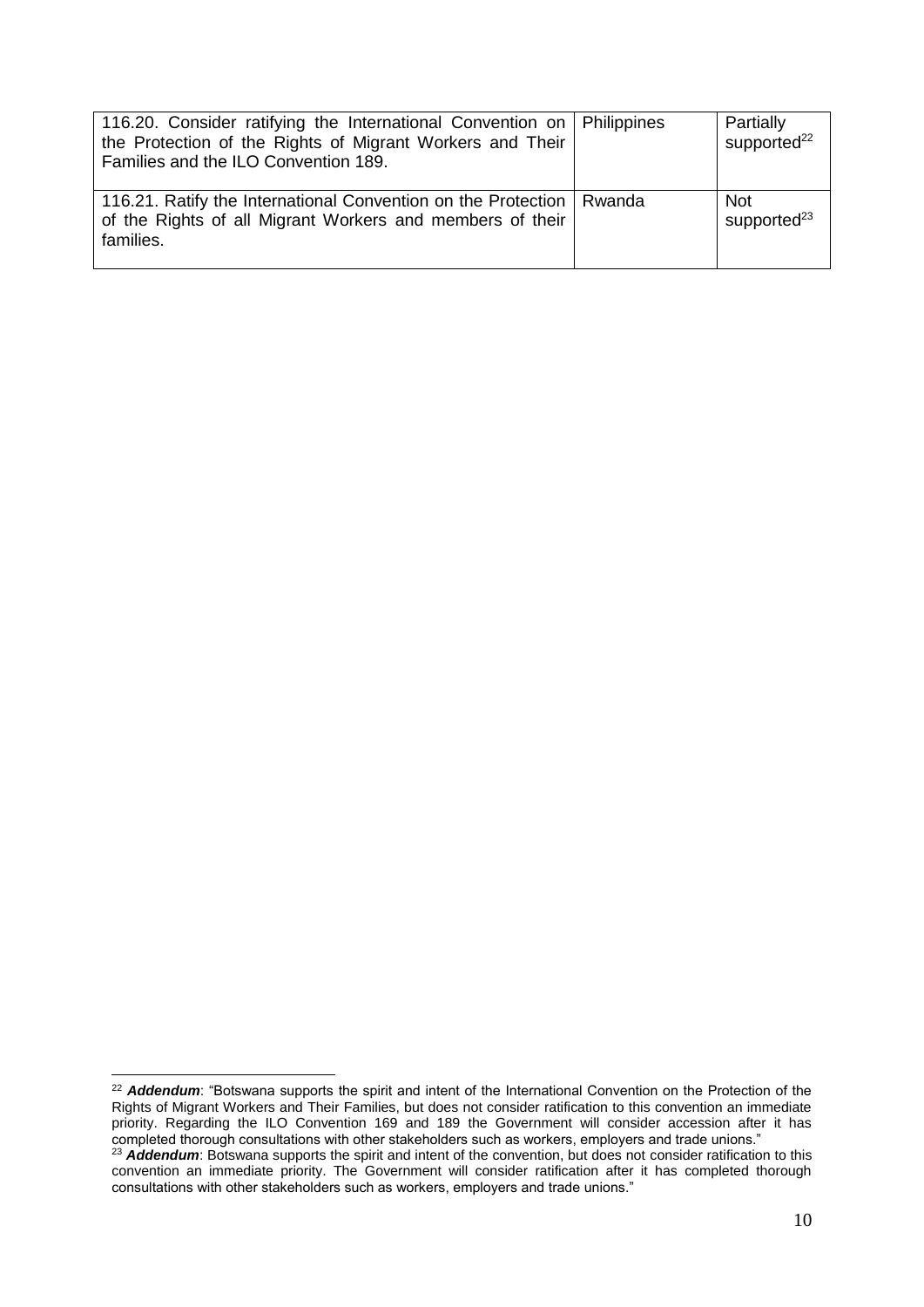| | | |
|---|---|---|
| 116.20. Consider ratifying the International Convention on the Protection of the Rights of Migrant Workers and Their Families and the ILO Convention 189. | Philippines | Partially supported[22] |
| 116.21. Ratify the International Convention on the Protection of the Rights of all Migrant Workers and members of their families. | Rwanda | Not supported[23] |

[22] ***Addendum***: "Botswana supports the spirit and intent of the International Convention on the Protection of the Rights of Migrant Workers and Their Families, but does not consider ratification to this convention an immediate priority. Regarding the ILO Convention 169 and 189 the Government will consider accession after it has completed thorough consultations with other stakeholders such as workers, employers and trade unions."

[23] ***Addendum***: Botswana supports the spirit and intent of the convention, but does not consider ratification to this convention an immediate priority. The Government will consider ratification after it has completed thorough consultations with other stakeholders such as workers, employers and trade unions."